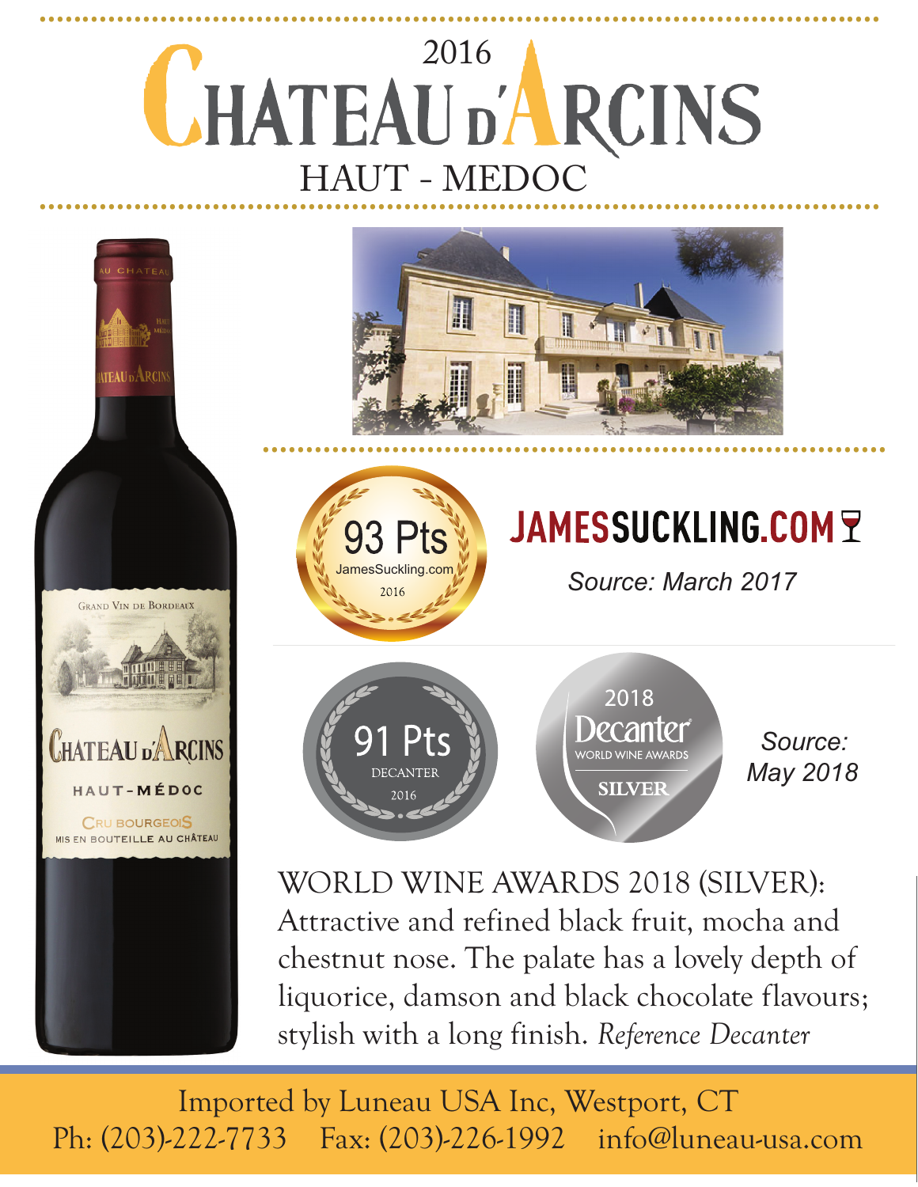2016

# CHATEAU D'ARCINS

## HAUT - MEDOC

93 Pts
JamesSuckling.com
2016

**JAMESSUCKLING.COM**

*Source: March 2017*

91 Pts
DECANTER
2016

2018
Decanter
WORLD WINE AWARDS
SILVER

*Source: May 2018*

WORLD WINE AWARDS 2018 (SILVER): Attractive and refined black fruit, mocha and chestnut nose. The palate has a lovely depth of liquorice, damson and black chocolate flavours; stylish with a long finish. *Reference Decanter*

Imported by Luneau USA Inc, Westport, CT
Ph: (203)-222-7733 Fax: (203)-226-1992 info@luneau-usa.com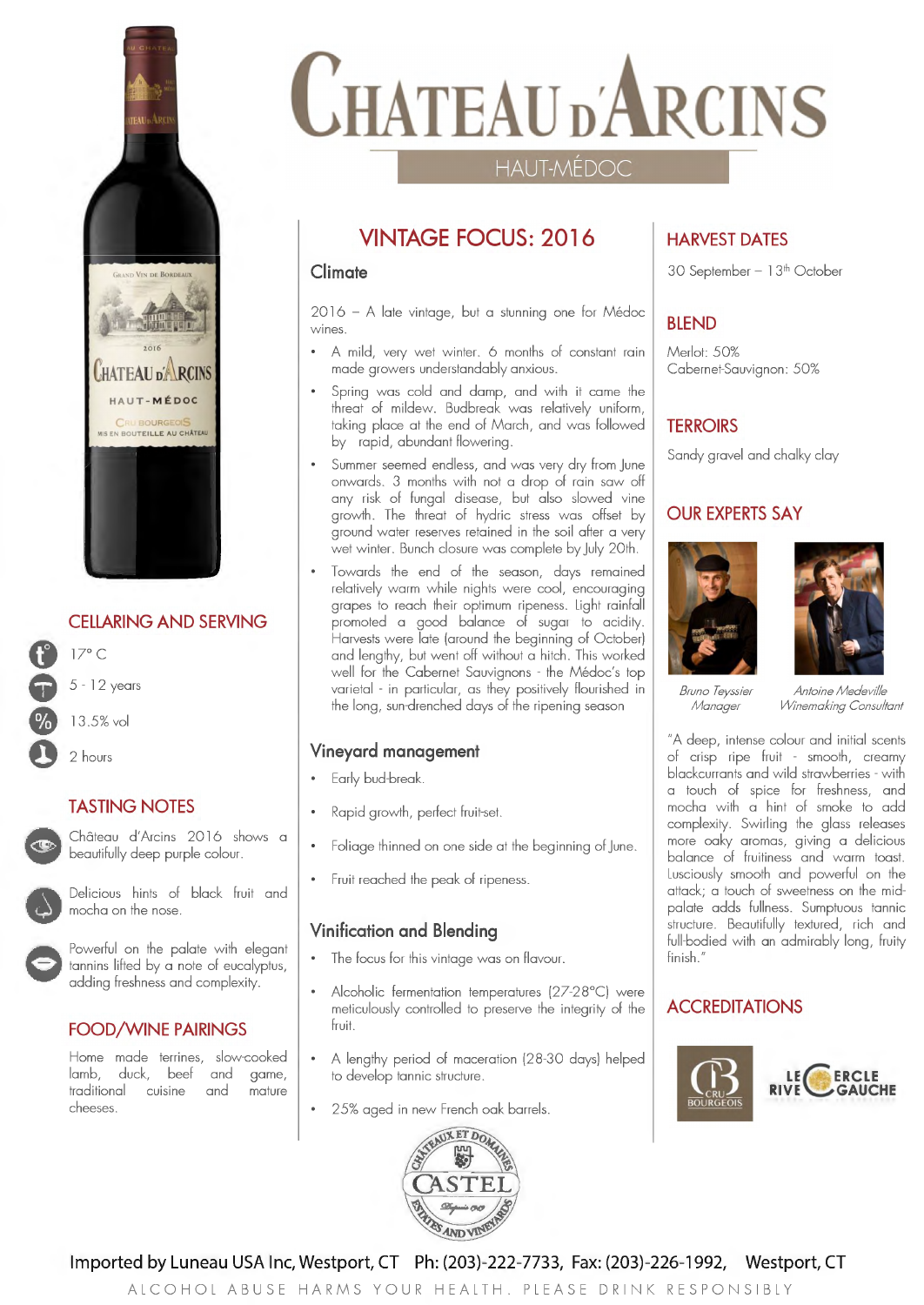# CHATEAU D'ARCINS

HAUT-MÉDOC

## CELLARING AND SERVING

17° C

5 - 12 years

13.5% vol

2 hours

## TASTING NOTES

Château d'Arcins 2016 shows a beautifully deep purple colour.

Delicious hints of black fruit and mocha on the nose.

Powerful on the palate with elegant tannins lifted by a note of eucalyptus, adding freshness and complexity.

## FOOD/WINE PAIRINGS

Home made terrines, slow-cooked lamb, duck, beef and game, traditional cuisine and mature cheeses.

## VINTAGE FOCUS: 2016

### Climate

2016 – A late vintage, but a stunning one for Médoc wines.

- A mild, very wet winter. 6 months of constant rain made growers understandably anxious.
- Spring was cold and damp, and with it came the threat of mildew. Budbreak was relatively uniform, taking place at the end of March, and was followed by rapid, abundant flowering.
- Summer seemed endless, and was very dry from June onwards. 3 months with not a drop of rain saw off any risk of fungal disease, but also slowed vine growth. The threat of hydric stress was offset by ground water reserves retained in the soil after a very wet winter. Bunch closure was complete by July 20th.
- Towards the end of the season, days remained relatively warm while nights were cool, encouraging grapes to reach their optimum ripeness. Light rainfall promoted a good balance of sugar to acidity. Harvests were late (around the beginning of October) and lengthy, but went off without a hitch. This worked well for the Cabernet Sauvignons - the Médoc's top varietal - in particular, as they positively flourished in the long, sun-drenched days of the ripening season

### Vineyard management

- Early bud-break.
- Rapid growth, perfect fruit-set.
- Foliage thinned on one side at the beginning of June.
- Fruit reached the peak of ripeness.

### Vinification and Blending

- The focus for this vintage was on flavour.
- Alcoholic fermentation temperatures (27-28°C) were meticulously controlled to preserve the integrity of the fruit.
- A lengthy period of maceration (28-30 days) helped to develop tannic structure.
- 25% aged in new French oak barrels.

## HARVEST DATES

30 September – 13th October

## BLEND

Merlot: 50%
Cabernet-Sauvignon: 50%

## TERROIRS

Sandy gravel and chalky clay

## OUR EXPERTS SAY

*Bruno Teyssier*
*Manager*

*Antoine Medeville*
*Winemaking Consultant*

"A deep, intense colour and initial scents of crisp ripe fruit - smooth, creamy blackcurrants and wild strawberries - with a touch of spice for freshness, and mocha with a hint of smoke to add complexity. Swirling the glass releases more oaky aromas, giving a delicious balance of fruitiness and warm toast. Lusciously smooth and powerful on the attack; a touch of sweetness on the mid-palate adds fullness. Sumptuous tannic structure. Beautifully textured, rich and full-bodied with an admirably long, fruity finish."

## ACCREDITATIONS

CRU BOURGEOIS

LE CERCLE RIVE GAUCHE

CHÂTEAUX ET DOMAINES CASTEL ESTATES AND VINEYARDS

Imported by Luneau USA Inc, Westport, CT Ph: (203)-222-7733, Fax: (203)-226-1992, Westport, CT

ALCOHOL ABUSE HARMS YOUR HEALTH. PLEASE DRINK RESPONSIBLY